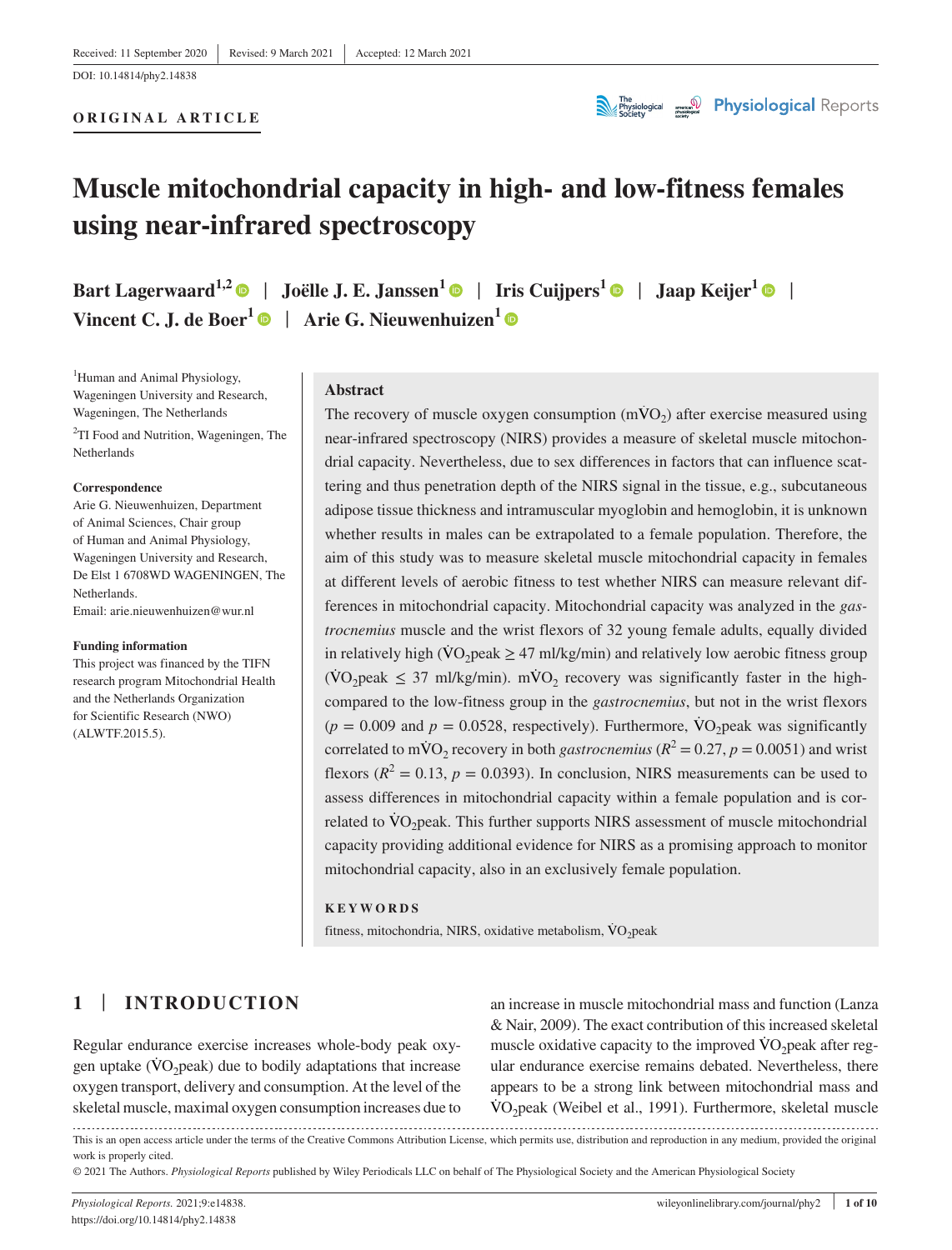Received: 11 September 2020 | Revised: 9 March 2021 | Accepted: 12 March 2021

DOI: 10.14814/phy2.14838

**ORIGINAL ARTICLE**

# Muscle mitochondrial capacity in high- and low-fitness females using near-infrared spectroscopy

**Bart Lagerwaard**[1,2] | **Joëlle J. E. Janssen**[1] | **Iris Cuijpers**[1] | **Jaap Keijer**[1] | **Vincent C. J. de Boer**[1] | **Arie G. Nieuwenhuizen**[1]

[1]Human and Animal Physiology, Wageningen University and Research, Wageningen, The Netherlands

[2]TI Food and Nutrition, Wageningen, The Netherlands

**Correspondence**
Arie G. Nieuwenhuizen, Department of Animal Sciences, Chair group of Human and Animal Physiology, Wageningen University and Research, De Elst 1 6708WD WAGENINGEN, The Netherlands.
Email: arie.nieuwenhuizen@wur.nl

**Funding information**
This project was financed by the TIFN research program Mitochondrial Health and the Netherlands Organization for Scientific Research (NWO) (ALWTF.2015.5).

## Abstract

The recovery of muscle oxygen consumption (m$\dot{V}O_2$) after exercise measured using near-infrared spectroscopy (NIRS) provides a measure of skeletal muscle mitochondrial capacity. Nevertheless, due to sex differences in factors that can influence scattering and thus penetration depth of the NIRS signal in the tissue, e.g., subcutaneous adipose tissue thickness and intramuscular myoglobin and hemoglobin, it is unknown whether results in males can be extrapolated to a female population. Therefore, the aim of this study was to measure skeletal muscle mitochondrial capacity in females at different levels of aerobic fitness to test whether NIRS can measure relevant differences in mitochondrial capacity. Mitochondrial capacity was analyzed in the *gastrocnemius* muscle and the wrist flexors of 32 young female adults, equally divided in relatively high ($\dot{V}O_2$peak $\geq$ 47 ml/kg/min) and relatively low aerobic fitness group ($\dot{V}O_2$peak $\leq$ 37 ml/kg/min). m$\dot{V}O_2$ recovery was significantly faster in the high- compared to the low-fitness group in the *gastrocnemius*, but not in the wrist flexors ($p = 0.009$ and $p = 0.0528$, respectively). Furthermore, $\dot{V}O_2$peak was significantly correlated to m$\dot{V}O_2$ recovery in both *gastrocnemius* ($R^2 = 0.27$, $p = 0.0051$) and wrist flexors ($R^2 = 0.13$, $p = 0.0393$). In conclusion, NIRS measurements can be used to assess differences in mitochondrial capacity within a female population and is correlated to $\dot{V}O_2$peak. This further supports NIRS assessment of muscle mitochondrial capacity providing additional evidence for NIRS as a promising approach to monitor mitochondrial capacity, also in an exclusively female population.

**KEYWORDS**

fitness, mitochondria, NIRS, oxidative metabolism, $\dot{V}O_2$peak

## 1 | INTRODUCTION

Regular endurance exercise increases whole-body peak oxygen uptake ($\dot{V}O_2$peak) due to bodily adaptations that increase oxygen transport, delivery and consumption. At the level of the skeletal muscle, maximal oxygen consumption increases due to an increase in muscle mitochondrial mass and function (Lanza & Nair, 2009). The exact contribution of this increased skeletal muscle oxidative capacity to the improved $\dot{V}O_2$peak after regular endurance exercise remains debated. Nevertheless, there appears to be a strong link between mitochondrial mass and $\dot{V}O_2$peak (Weibel et al., 1991). Furthermore, skeletal muscle

This is an open access article under the terms of the Creative Commons Attribution License, which permits use, distribution and reproduction in any medium, provided the original work is properly cited.

© 2021 The Authors. *Physiological Reports* published by Wiley Periodicals LLC on behalf of The Physiological Society and the American Physiological Society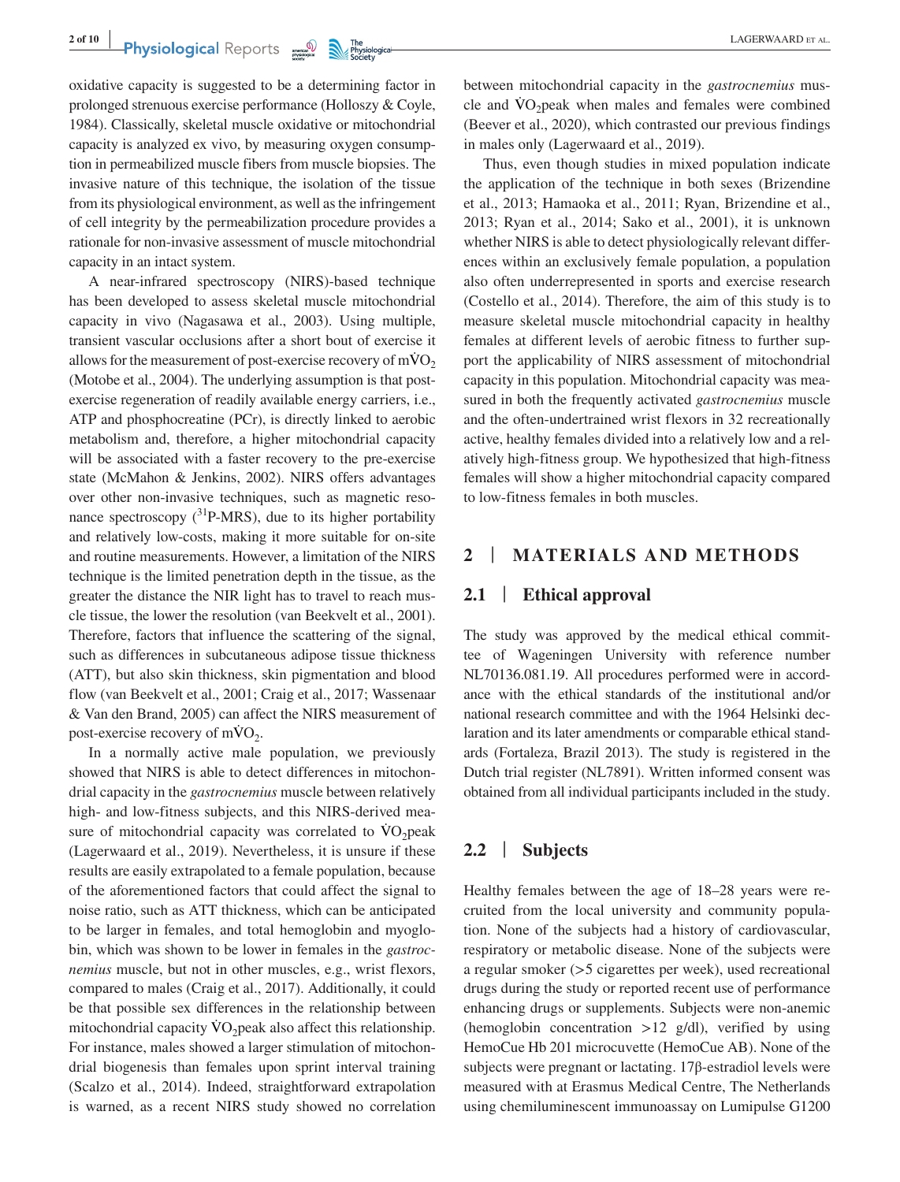oxidative capacity is suggested to be a determining factor in prolonged strenuous exercise performance (Holloszy & Coyle, 1984). Classically, skeletal muscle oxidative or mitochondrial capacity is analyzed ex vivo, by measuring oxygen consumption in permeabilized muscle fibers from muscle biopsies. The invasive nature of this technique, the isolation of the tissue from its physiological environment, as well as the infringement of cell integrity by the permeabilization procedure provides a rationale for non-invasive assessment of muscle mitochondrial capacity in an intact system.

A near-infrared spectroscopy (NIRS)-based technique has been developed to assess skeletal muscle mitochondrial capacity in vivo (Nagasawa et al., 2003). Using multiple, transient vascular occlusions after a short bout of exercise it allows for the measurement of post-exercise recovery of $m\dot{V}O_2$ (Motobe et al., 2004). The underlying assumption is that post-exercise regeneration of readily available energy carriers, i.e., ATP and phosphocreatine (PCr), is directly linked to aerobic metabolism and, therefore, a higher mitochondrial capacity will be associated with a faster recovery to the pre-exercise state (McMahon & Jenkins, 2002). NIRS offers advantages over other non-invasive techniques, such as magnetic resonance spectroscopy ($^{31}$P-MRS), due to its higher portability and relatively low-costs, making it more suitable for on-site and routine measurements. However, a limitation of the NIRS technique is the limited penetration depth in the tissue, as the greater the distance the NIR light has to travel to reach muscle tissue, the lower the resolution (van Beekvelt et al., 2001). Therefore, factors that influence the scattering of the signal, such as differences in subcutaneous adipose tissue thickness (ATT), but also skin thickness, skin pigmentation and blood flow (van Beekvelt et al., 2001; Craig et al., 2017; Wassenaar & Van den Brand, 2005) can affect the NIRS measurement of post-exercise recovery of $m\dot{V}O_2$.

In a normally active male population, we previously showed that NIRS is able to detect differences in mitochondrial capacity in the *gastrocnemius* muscle between relatively high- and low-fitness subjects, and this NIRS-derived measure of mitochondrial capacity was correlated to $\dot{V}O_2$peak (Lagerwaard et al., 2019). Nevertheless, it is unsure if these results are easily extrapolated to a female population, because of the aforementioned factors that could affect the signal to noise ratio, such as ATT thickness, which can be anticipated to be larger in females, and total hemoglobin and myoglobin, which was shown to be lower in females in the *gastrocnemius* muscle, but not in other muscles, e.g., wrist flexors, compared to males (Craig et al., 2017). Additionally, it could be that possible sex differences in the relationship between mitochondrial capacity $\dot{V}O_2$peak also affect this relationship. For instance, males showed a larger stimulation of mitochondrial biogenesis than females upon sprint interval training (Scalzo et al., 2014). Indeed, straightforward extrapolation is warned, as a recent NIRS study showed no correlation between mitochondrial capacity in the *gastrocnemius* muscle and $\dot{V}O_2$peak when males and females were combined (Beever et al., 2020), which contrasted our previous findings in males only (Lagerwaard et al., 2019).

Thus, even though studies in mixed population indicate the application of the technique in both sexes (Brizendine et al., 2013; Hamaoka et al., 2011; Ryan, Brizendine et al., 2013; Ryan et al., 2014; Sako et al., 2001), it is unknown whether NIRS is able to detect physiologically relevant differences within an exclusively female population, a population also often underrepresented in sports and exercise research (Costello et al., 2014). Therefore, the aim of this study is to measure skeletal muscle mitochondrial capacity in healthy females at different levels of aerobic fitness to further support the applicability of NIRS assessment of mitochondrial capacity in this population. Mitochondrial capacity was measured in both the frequently activated *gastrocnemius* muscle and the often-undertrained wrist flexors in 32 recreationally active, healthy females divided into a relatively low and a relatively high-fitness group. We hypothesized that high-fitness females will show a higher mitochondrial capacity compared to low-fitness females in both muscles.

## 2 | MATERIALS AND METHODS

### 2.1 | Ethical approval

The study was approved by the medical ethical committee of Wageningen University with reference number NL70136.081.19. All procedures performed were in accordance with the ethical standards of the institutional and/or national research committee and with the 1964 Helsinki declaration and its later amendments or comparable ethical standards (Fortaleza, Brazil 2013). The study is registered in the Dutch trial register (NL7891). Written informed consent was obtained from all individual participants included in the study.

### 2.2 | Subjects

Healthy females between the age of 18–28 years were recruited from the local university and community population. None of the subjects had a history of cardiovascular, respiratory or metabolic disease. None of the subjects were a regular smoker (>5 cigarettes per week), used recreational drugs during the study or reported recent use of performance enhancing drugs or supplements. Subjects were non-anemic (hemoglobin concentration >12 g/dl), verified by using HemoCue Hb 201 microcuvette (HemoCue AB). None of the subjects were pregnant or lactating. 17β-estradiol levels were measured with at Erasmus Medical Centre, The Netherlands using chemiluminescent immunoassay on Lumipulse G1200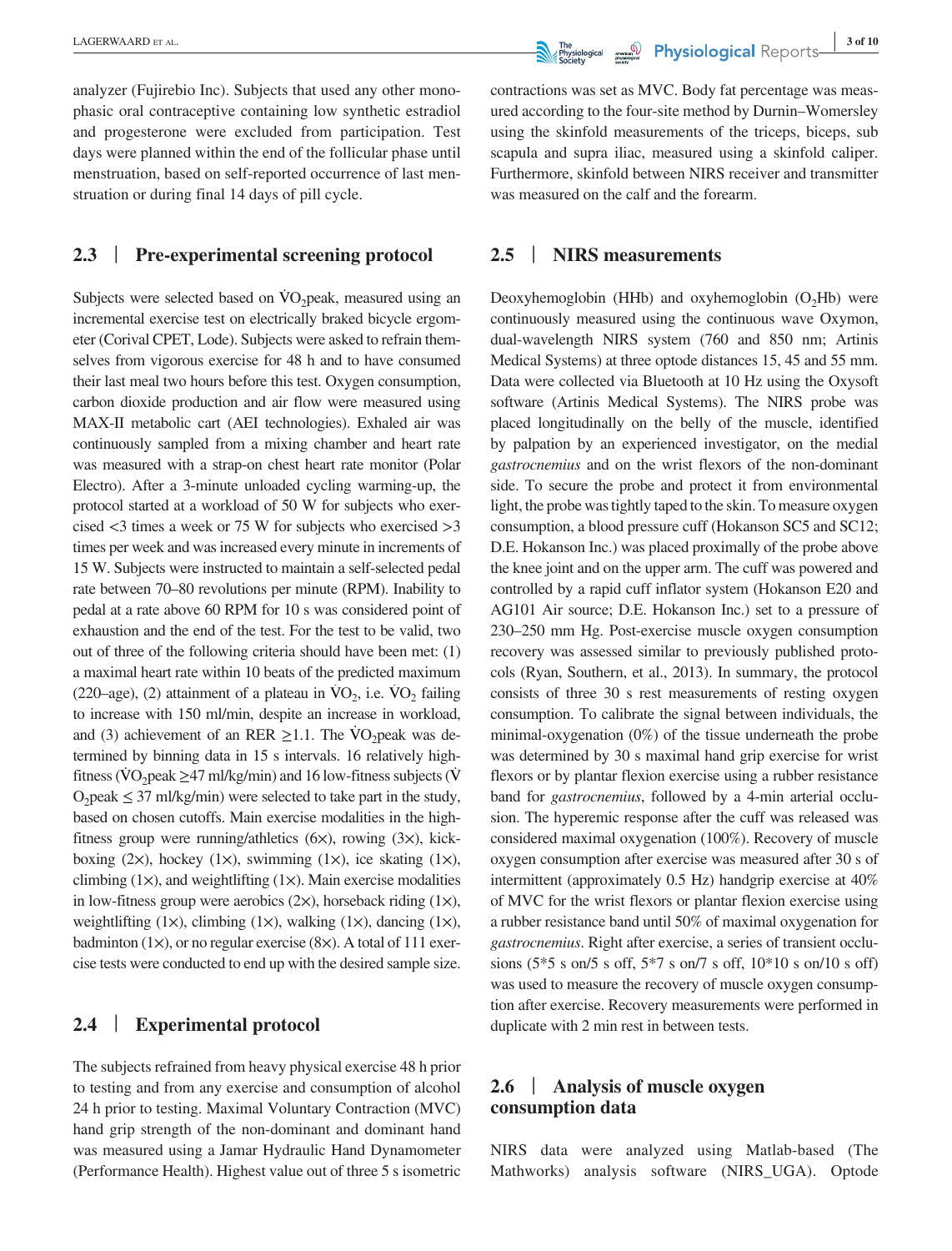analyzer (Fujirebio Inc). Subjects that used any other monophasic oral contraceptive containing low synthetic estradiol and progesterone were excluded from participation. Test days were planned within the end of the follicular phase until menstruation, based on self-reported occurrence of last menstruation or during final 14 days of pill cycle.

## 2.3 | Pre-experimental screening protocol

Subjects were selected based on $\dot{V}O_2$peak, measured using an incremental exercise test on electrically braked bicycle ergometer (Corival CPET, Lode). Subjects were asked to refrain themselves from vigorous exercise for 48 h and to have consumed their last meal two hours before this test. Oxygen consumption, carbon dioxide production and air flow were measured using MAX-II metabolic cart (AEI technologies). Exhaled air was continuously sampled from a mixing chamber and heart rate was measured with a strap-on chest heart rate monitor (Polar Electro). After a 3-minute unloaded cycling warming-up, the protocol started at a workload of 50 W for subjects who exercised <3 times a week or 75 W for subjects who exercised >3 times per week and was increased every minute in increments of 15 W. Subjects were instructed to maintain a self-selected pedal rate between 70–80 revolutions per minute (RPM). Inability to pedal at a rate above 60 RPM for 10 s was considered point of exhaustion and the end of the test. For the test to be valid, two out of three of the following criteria should have been met: (1) a maximal heart rate within 10 beats of the predicted maximum (220–age), (2) attainment of a plateau in $\dot{V}O_2$, i.e. $\dot{V}O_2$ failing to increase with 150 ml/min, despite an increase in workload, and (3) achievement of an RER ≥1.1. The $\dot{V}O_2$peak was determined by binning data in 15 s intervals. 16 relatively high-fitness ($\dot{V}O_2$peak ≥47 ml/kg/min) and 16 low-fitness subjects ($\dot{V}O_2$peak ≤ 37 ml/kg/min) were selected to take part in the study, based on chosen cutoffs. Main exercise modalities in the high-fitness group were running/athletics (6×), rowing (3×), kick-boxing (2×), hockey (1×), swimming (1×), ice skating (1×), climbing (1×), and weightlifting (1×). Main exercise modalities in low-fitness group were aerobics (2×), horseback riding (1×), weightlifting (1×), climbing (1×), walking (1×), dancing (1×), badminton (1×), or no regular exercise (8×). A total of 111 exercise tests were conducted to end up with the desired sample size.

## 2.4 | Experimental protocol

The subjects refrained from heavy physical exercise 48 h prior to testing and from any exercise and consumption of alcohol 24 h prior to testing. Maximal Voluntary Contraction (MVC) hand grip strength of the non-dominant and dominant hand was measured using a Jamar Hydraulic Hand Dynamometer (Performance Health). Highest value out of three 5 s isometric contractions was set as MVC. Body fat percentage was measured according to the four-site method by Durnin–Womersley using the skinfold measurements of the triceps, biceps, sub scapula and supra iliac, measured using a skinfold caliper. Furthermore, skinfold between NIRS receiver and transmitter was measured on the calf and the forearm.

## 2.5 | NIRS measurements

Deoxyhemoglobin (HHb) and oxyhemoglobin ($O_2$Hb) were continuously measured using the continuous wave Oxymon, dual-wavelength NIRS system (760 and 850 nm; Artinis Medical Systems) at three optode distances 15, 45 and 55 mm. Data were collected via Bluetooth at 10 Hz using the Oxysoft software (Artinis Medical Systems). The NIRS probe was placed longitudinally on the belly of the muscle, identified by palpation by an experienced investigator, on the medial *gastrocnemius* and on the wrist flexors of the non-dominant side. To secure the probe and protect it from environmental light, the probe was tightly taped to the skin. To measure oxygen consumption, a blood pressure cuff (Hokanson SC5 and SC12; D.E. Hokanson Inc.) was placed proximally of the probe above the knee joint and on the upper arm. The cuff was powered and controlled by a rapid cuff inflator system (Hokanson E20 and AG101 Air source; D.E. Hokanson Inc.) set to a pressure of 230–250 mm Hg. Post-exercise muscle oxygen consumption recovery was assessed similar to previously published protocols (Ryan, Southern, et al., 2013). In summary, the protocol consists of three 30 s rest measurements of resting oxygen consumption. To calibrate the signal between individuals, the minimal-oxygenation (0%) of the tissue underneath the probe was determined by 30 s maximal hand grip exercise for wrist flexors or by plantar flexion exercise using a rubber resistance band for *gastrocnemius*, followed by a 4-min arterial occlusion. The hyperemic response after the cuff was released was considered maximal oxygenation (100%). Recovery of muscle oxygen consumption after exercise was measured after 30 s of intermittent (approximately 0.5 Hz) handgrip exercise at 40% of MVC for the wrist flexors or plantar flexion exercise using a rubber resistance band until 50% of maximal oxygenation for *gastrocnemius*. Right after exercise, a series of transient occlusions (5*5 s on/5 s off, 5*7 s on/7 s off, 10*10 s on/10 s off) was used to measure the recovery of muscle oxygen consumption after exercise. Recovery measurements were performed in duplicate with 2 min rest in between tests.

## 2.6 | Analysis of muscle oxygen consumption data

NIRS data were analyzed using Matlab-based (The Mathworks) analysis software (NIRS_UGA). Optode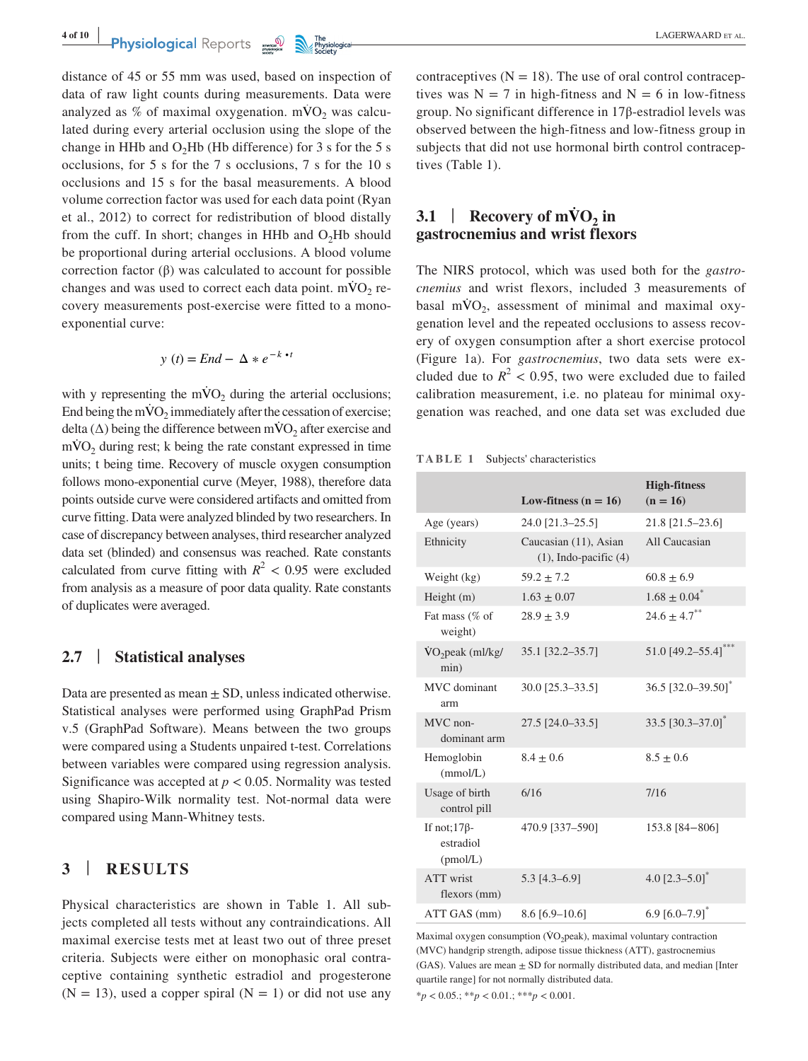distance of 45 or 55 mm was used, based on inspection of data of raw light counts during measurements. Data were analyzed as % of maximal oxygenation. $m\dot{V}O_2$ was calculated during every arterial occlusion using the slope of the change in HHb and $O_2$Hb (Hb difference) for 3 s for the 5 s occlusions, for 5 s for the 7 s occlusions, 7 s for the 10 s occlusions and 15 s for the basal measurements. A blood volume correction factor was used for each data point (Ryan et al., 2012) to correct for redistribution of blood distally from the cuff. In short; changes in HHb and $O_2$Hb should be proportional during arterial occlusions. A blood volume correction factor (β) was calculated to account for possible changes and was used to correct each data point. $m\dot{V}O_2$ recovery measurements post-exercise were fitted to a mono-exponential curve:

$$y\ (t) = End - \Delta * e^{-k \cdot t}$$

with y representing the $m\dot{V}O_2$ during the arterial occlusions; End being the $m\dot{V}O_2$ immediately after the cessation of exercise; delta (Δ) being the difference between $m\dot{V}O_2$ after exercise and $m\dot{V}O_2$ during rest; k being the rate constant expressed in time units; t being time. Recovery of muscle oxygen consumption follows mono-exponential curve (Meyer, 1988), therefore data points outside curve were considered artifacts and omitted from curve fitting. Data were analyzed blinded by two researchers. In case of discrepancy between analyses, third researcher analyzed data set (blinded) and consensus was reached. Rate constants calculated from curve fitting with $R^2 < 0.95$ were excluded from analysis as a measure of poor data quality. Rate constants of duplicates were averaged.

## 2.7 | Statistical analyses

Data are presented as mean ± SD, unless indicated otherwise. Statistical analyses were performed using GraphPad Prism v.5 (GraphPad Software). Means between the two groups were compared using a Students unpaired t-test. Correlations between variables were compared using regression analysis. Significance was accepted at $p < 0.05$. Normality was tested using Shapiro-Wilk normality test. Not-normal data were compared using Mann-Whitney tests.

# 3 | RESULTS

Physical characteristics are shown in Table 1. All subjects completed all tests without any contraindications. All maximal exercise tests met at least two out of three preset criteria. Subjects were either on monophasic oral contraceptive containing synthetic estradiol and progesterone (N = 13), used a copper spiral (N = 1) or did not use any contraceptives (N = 18). The use of oral control contraceptives was N = 7 in high-fitness and N = 6 in low-fitness group. No significant difference in 17β-estradiol levels was observed between the high-fitness and low-fitness group in subjects that did not use hormonal birth control contraceptives (Table 1).

## 3.1 | Recovery of $m\dot{V}O_2$ in gastrocnemius and wrist flexors

The NIRS protocol, which was used both for the *gastrocnemius* and wrist flexors, included 3 measurements of basal $m\dot{V}O_2$, assessment of minimal and maximal oxygenation level and the repeated occlusions to assess recovery of oxygen consumption after a short exercise protocol (Figure 1a). For *gastrocnemius*, two data sets were excluded due to $R^2 < 0.95$, two were excluded due to failed calibration measurement, i.e. no plateau for minimal oxygenation was reached, and one data set was excluded due

**TABLE 1** Subjects' characteristics

| | Low-fitness (n = 16) | High-fitness (n = 16) |
|---|---|---|
| Age (years) | 24.0 [21.3–25.5] | 21.8 [21.5–23.6] |
| Ethnicity | Caucasian (11), Asian (1), Indo-pacific (4) | All Caucasian |
| Weight (kg) | 59.2 ± 7.2 | 60.8 ± 6.9 |
| Height (m) | 1.63 ± 0.07 | 1.68 ± 0.04* |
| Fat mass (% of weight) | 28.9 ± 3.9 | 24.6 ± 4.7** |
| $\dot{V}O_2$peak (ml/kg/min) | 35.1 [32.2–35.7] | 51.0 [49.2–55.4]*** |
| MVC dominant arm | 30.0 [25.3–33.5] | 36.5 [32.0–39.50]* |
| MVC non-dominant arm | 27.5 [24.0–33.5] | 33.5 [30.3–37.0]* |
| Hemoglobin (mmol/L) | 8.4 ± 0.6 | 8.5 ± 0.6 |
| Usage of birth control pill | 6/16 | 7/16 |
| If not;17β-estradiol (pmol/L) | 470.9 [337–590] | 153.8 [84–806] |
| ATT wrist flexors (mm) | 5.3 [4.3–6.9] | 4.0 [2.3–5.0]* |
| ATT GAS (mm) | 8.6 [6.9–10.6] | 6.9 [6.0–7.9]* |

Maximal oxygen consumption ($\dot{V}O_2$peak), maximal voluntary contraction (MVC) handgrip strength, adipose tissue thickness (ATT), gastrocnemius (GAS). Values are mean ± SD for normally distributed data, and median [Inter quartile range] for not normally distributed data.

*$p < 0.05$.; **$p < 0.01$.; ***$p < 0.001$.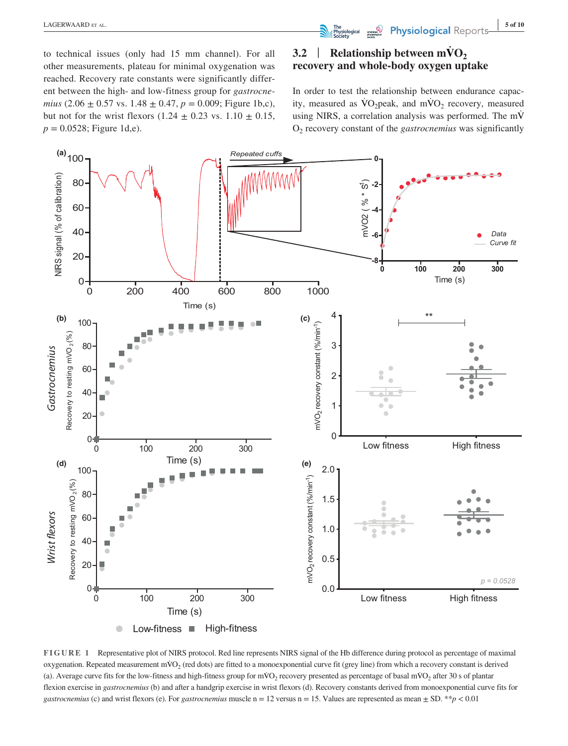to technical issues (only had 15 mm channel). For all other measurements, plateau for minimal oxygenation was reached. Recovery rate constants were significantly different between the high- and low-fitness group for *gastrocnemius* ($2.06 \pm 0.57$ vs. $1.48 \pm 0.47$, $p = 0.009$; Figure 1b,c), but not for the wrist flexors ($1.24 \pm 0.23$ vs. $1.10 \pm 0.15$, $p = 0.0528$; Figure 1d,e).

### 3.2 | Relationship between $m\dot{V}O_2$ recovery and whole-body oxygen uptake

In order to test the relationship between endurance capacity, measured as $\dot{V}O_2$peak, and $m\dot{V}O_2$ recovery, measured using NIRS, a correlation analysis was performed. The $m\dot{V}O_2$ recovery constant of the *gastrocnemius* was significantly

**FIGURE 1** Representative plot of NIRS protocol. Red line represents NIRS signal of the Hb difference during protocol as percentage of maximal oxygenation. Repeated measurement $m\dot{V}O_2$ (red dots) are fitted to a monoexponential curve fit (grey line) from which a recovery constant is derived (a). Average curve fits for the low-fitness and high-fitness group for $m\dot{V}O_2$ recovery presented as percentage of basal $m\dot{V}O_2$ after 30 s of plantar flexion exercise in *gastrocnemius* (b) and after a handgrip exercise in wrist flexors (d). Recovery constants derived from monoexponential curve fits for *gastrocnemius* (c) and wrist flexors (e). For *gastrocnemius* muscle n = 12 versus n = 15. Values are represented as mean ± SD. $^{**}p < 0.01$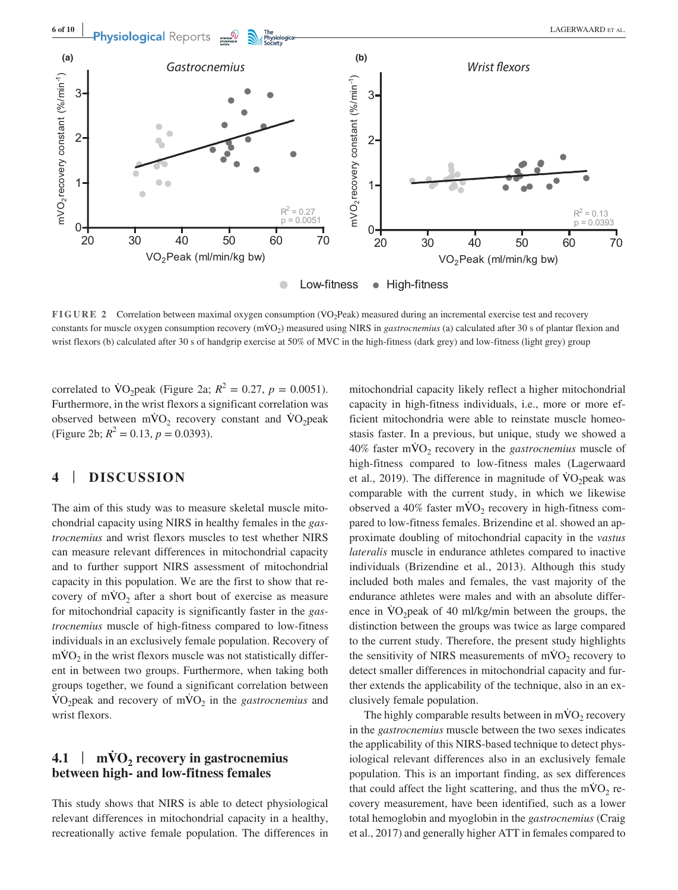FIGURE 2 Correlation between maximal oxygen consumption ($VO_2$Peak) measured during an incremental exercise test and recovery constants for muscle oxygen consumption recovery ($m\dot{V}O_2$) measured using NIRS in *gastrocnemius* (a) calculated after 30 s of plantar flexion and wrist flexors (b) calculated after 30 s of handgrip exercise at 50% of MVC in the high-fitness (dark grey) and low-fitness (light grey) group

correlated to $\dot{V}O_2$peak (Figure 2a; $R^2 = 0.27$, $p = 0.0051$). Furthermore, in the wrist flexors a significant correlation was observed between $m\dot{V}O_2$ recovery constant and $\dot{V}O_2$peak (Figure 2b; $R^2 = 0.13$, $p = 0.0393$).

## 4 | DISCUSSION

The aim of this study was to measure skeletal muscle mitochondrial capacity using NIRS in healthy females in the *gastrocnemius* and wrist flexors muscles to test whether NIRS can measure relevant differences in mitochondrial capacity and to further support NIRS assessment of mitochondrial capacity in this population. We are the first to show that recovery of $m\dot{V}O_2$ after a short bout of exercise as measure for mitochondrial capacity is significantly faster in the *gastrocnemius* muscle of high-fitness compared to low-fitness individuals in an exclusively female population. Recovery of $m\dot{V}O_2$ in the wrist flexors muscle was not statistically different in between two groups. Furthermore, when taking both groups together, we found a significant correlation between $\dot{V}O_2$peak and recovery of $m\dot{V}O_2$ in the *gastrocnemius* and wrist flexors.

### 4.1 | $m\dot{V}O_2$ recovery in gastrocnemius between high- and low-fitness females

This study shows that NIRS is able to detect physiological relevant differences in mitochondrial capacity in a healthy, recreationally active female population. The differences in mitochondrial capacity likely reflect a higher mitochondrial capacity in high-fitness individuals, i.e., more or more efficient mitochondria were able to reinstate muscle homeostasis faster. In a previous, but unique, study we showed a 40% faster $m\dot{V}O_2$ recovery in the *gastrocnemius* muscle of high-fitness compared to low-fitness males (Lagerwaard et al., 2019). The difference in magnitude of $\dot{V}O_2$peak was comparable with the current study, in which we likewise observed a 40% faster $m\dot{V}O_2$ recovery in high-fitness compared to low-fitness females. Brizendine et al. showed an approximate doubling of mitochondrial capacity in the *vastus lateralis* muscle in endurance athletes compared to inactive individuals (Brizendine et al., 2013). Although this study included both males and females, the vast majority of the endurance athletes were males and with an absolute difference in $\dot{V}O_2$peak of 40 ml/kg/min between the groups, the distinction between the groups was twice as large compared to the current study. Therefore, the present study highlights the sensitivity of NIRS measurements of $m\dot{V}O_2$ recovery to detect smaller differences in mitochondrial capacity and further extends the applicability of the technique, also in an exclusively female population.

The highly comparable results between in $m\dot{V}O_2$ recovery in the *gastrocnemius* muscle between the two sexes indicates the applicability of this NIRS-based technique to detect physiological relevant differences also in an exclusively female population. This is an important finding, as sex differences that could affect the light scattering, and thus the $m\dot{V}O_2$ recovery measurement, have been identified, such as a lower total hemoglobin and myoglobin in the *gastrocnemius* (Craig et al., 2017) and generally higher ATT in females compared to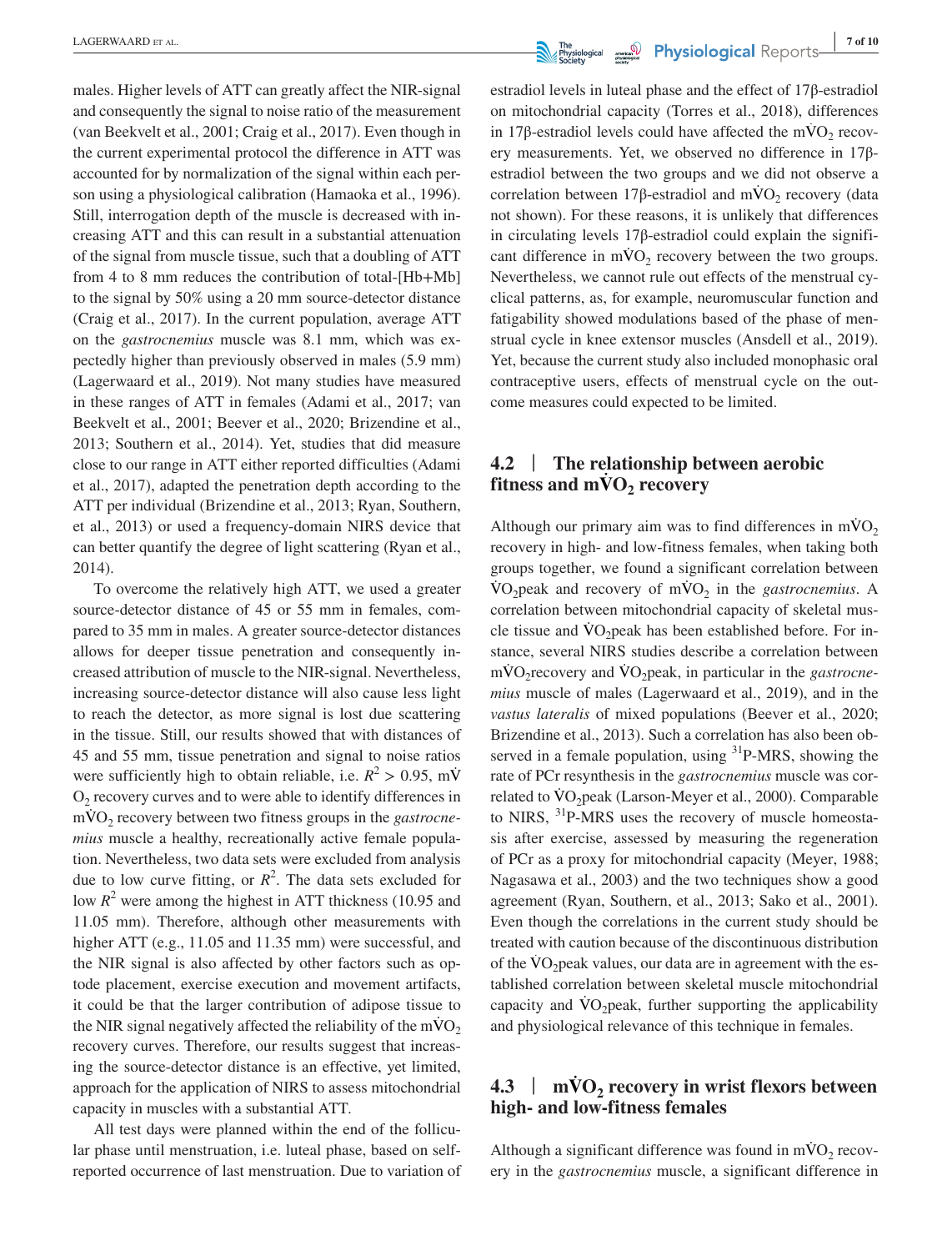males. Higher levels of ATT can greatly affect the NIR-signal and consequently the signal to noise ratio of the measurement (van Beekvelt et al., 2001; Craig et al., 2017). Even though in the current experimental protocol the difference in ATT was accounted for by normalization of the signal within each person using a physiological calibration (Hamaoka et al., 1996). Still, interrogation depth of the muscle is decreased with increasing ATT and this can result in a substantial attenuation of the signal from muscle tissue, such that a doubling of ATT from 4 to 8 mm reduces the contribution of total-[Hb+Mb] to the signal by 50% using a 20 mm source-detector distance (Craig et al., 2017). In the current population, average ATT on the *gastrocnemius* muscle was 8.1 mm, which was expectedly higher than previously observed in males (5.9 mm) (Lagerwaard et al., 2019). Not many studies have measured in these ranges of ATT in females (Adami et al., 2017; van Beekvelt et al., 2001; Beever et al., 2020; Brizendine et al., 2013; Southern et al., 2014). Yet, studies that did measure close to our range in ATT either reported difficulties (Adami et al., 2017), adapted the penetration depth according to the ATT per individual (Brizendine et al., 2013; Ryan, Southern, et al., 2013) or used a frequency-domain NIRS device that can better quantify the degree of light scattering (Ryan et al., 2014).

To overcome the relatively high ATT, we used a greater source-detector distance of 45 or 55 mm in females, compared to 35 mm in males. A greater source-detector distances allows for deeper tissue penetration and consequently increased attribution of muscle to the NIR-signal. Nevertheless, increasing source-detector distance will also cause less light to reach the detector, as more signal is lost due scattering in the tissue. Still, our results showed that with distances of 45 and 55 mm, tissue penetration and signal to noise ratios were sufficiently high to obtain reliable, i.e. $R^2 > 0.95$, m$\dot{V}O_2$ recovery curves and to were able to identify differences in m$\dot{V}O_2$ recovery between two fitness groups in the *gastrocnemius* muscle a healthy, recreationally active female population. Nevertheless, two data sets were excluded from analysis due to low curve fitting, or $R^2$. The data sets excluded for low $R^2$ were among the highest in ATT thickness (10.95 and 11.05 mm). Therefore, although other measurements with higher ATT (e.g., 11.05 and 11.35 mm) were successful, and the NIR signal is also affected by other factors such as optode placement, exercise execution and movement artifacts, it could be that the larger contribution of adipose tissue to the NIR signal negatively affected the reliability of the m$\dot{V}O_2$ recovery curves. Therefore, our results suggest that increasing the source-detector distance is an effective, yet limited, approach for the application of NIRS to assess mitochondrial capacity in muscles with a substantial ATT.

All test days were planned within the end of the follicular phase until menstruation, i.e. luteal phase, based on self-reported occurrence of last menstruation. Due to variation of estradiol levels in luteal phase and the effect of 17β-estradiol on mitochondrial capacity (Torres et al., 2018), differences in 17β-estradiol levels could have affected the m$\dot{V}O_2$ recovery measurements. Yet, we observed no difference in 17β-estradiol between the two groups and we did not observe a correlation between 17β-estradiol and m$\dot{V}O_2$ recovery (data not shown). For these reasons, it is unlikely that differences in circulating levels 17β-estradiol could explain the significant difference in m$\dot{V}O_2$ recovery between the two groups. Nevertheless, we cannot rule out effects of the menstrual cyclical patterns, as, for example, neuromuscular function and fatigability showed modulations based of the phase of menstrual cycle in knee extensor muscles (Ansdell et al., 2019). Yet, because the current study also included monophasic oral contraceptive users, effects of menstrual cycle on the outcome measures could expected to be limited.

## 4.2 | The relationship between aerobic fitness and m$\dot{V}O_2$ recovery

Although our primary aim was to find differences in m$\dot{V}O_2$ recovery in high- and low-fitness females, when taking both groups together, we found a significant correlation between $\dot{V}O_2$peak and recovery of m$\dot{V}O_2$ in the *gastrocnemius*. A correlation between mitochondrial capacity of skeletal muscle tissue and $\dot{V}O_2$peak has been established before. For instance, several NIRS studies describe a correlation between m$\dot{V}O_2$recovery and $\dot{V}O_2$peak, in particular in the *gastrocnemius* muscle of males (Lagerwaard et al., 2019), and in the *vastus lateralis* of mixed populations (Beever et al., 2020; Brizendine et al., 2013). Such a correlation has also been observed in a female population, using $^{31}$P-MRS, showing the rate of PCr resynthesis in the *gastrocnemius* muscle was correlated to $\dot{V}O_2$peak (Larson-Meyer et al., 2000). Comparable to NIRS, $^{31}$P-MRS uses the recovery of muscle homeostasis after exercise, assessed by measuring the regeneration of PCr as a proxy for mitochondrial capacity (Meyer, 1988; Nagasawa et al., 2003) and the two techniques show a good agreement (Ryan, Southern, et al., 2013; Sako et al., 2001). Even though the correlations in the current study should be treated with caution because of the discontinuous distribution of the $\dot{V}O_2$peak values, our data are in agreement with the established correlation between skeletal muscle mitochondrial capacity and $\dot{V}O_2$peak, further supporting the applicability and physiological relevance of this technique in females.

## 4.3 | m$\dot{V}O_2$ recovery in wrist flexors between high- and low-fitness females

Although a significant difference was found in m$\dot{V}O_2$ recovery in the *gastrocnemius* muscle, a significant difference in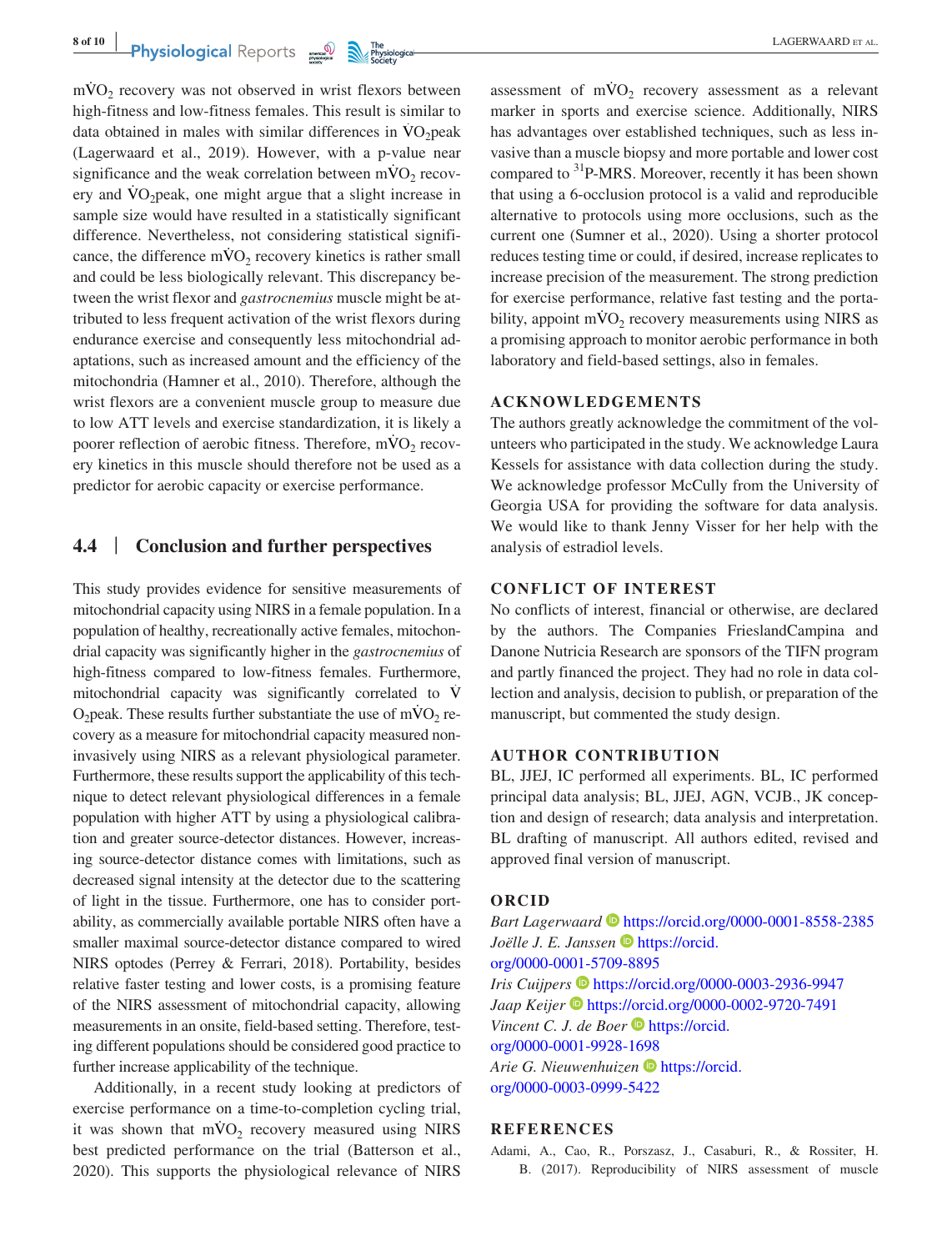$m\dot{V}O_2$ recovery was not observed in wrist flexors between high-fitness and low-fitness females. This result is similar to data obtained in males with similar differences in $\dot{V}O_2$peak (Lagerwaard et al., 2019). However, with a p-value near significance and the weak correlation between $m\dot{V}O_2$ recovery and $\dot{V}O_2$peak, one might argue that a slight increase in sample size would have resulted in a statistically significant difference. Nevertheless, not considering statistical significance, the difference $m\dot{V}O_2$ recovery kinetics is rather small and could be less biologically relevant. This discrepancy between the wrist flexor and *gastrocnemius* muscle might be attributed to less frequent activation of the wrist flexors during endurance exercise and consequently less mitochondrial adaptations, such as increased amount and the efficiency of the mitochondria (Hamner et al., 2010). Therefore, although the wrist flexors are a convenient muscle group to measure due to low ATT levels and exercise standardization, it is likely a poorer reflection of aerobic fitness. Therefore, $m\dot{V}O_2$ recovery kinetics in this muscle should therefore not be used as a predictor for aerobic capacity or exercise performance.

### 4.4 | Conclusion and further perspectives

This study provides evidence for sensitive measurements of mitochondrial capacity using NIRS in a female population. In a population of healthy, recreationally active females, mitochondrial capacity was significantly higher in the *gastrocnemius* of high-fitness compared to low-fitness females. Furthermore, mitochondrial capacity was significantly correlated to $\dot{V}O_2$peak. These results further substantiate the use of $m\dot{V}O_2$ recovery as a measure for mitochondrial capacity measured non-invasively using NIRS as a relevant physiological parameter. Furthermore, these results support the applicability of this technique to detect relevant physiological differences in a female population with higher ATT by using a physiological calibration and greater source-detector distances. However, increasing source-detector distance comes with limitations, such as decreased signal intensity at the detector due to the scattering of light in the tissue. Furthermore, one has to consider portability, as commercially available portable NIRS often have a smaller maximal source-detector distance compared to wired NIRS optodes (Perrey & Ferrari, 2018). Portability, besides relative faster testing and lower costs, is a promising feature of the NIRS assessment of mitochondrial capacity, allowing measurements in an onsite, field-based setting. Therefore, testing different populations should be considered good practice to further increase applicability of the technique.

Additionally, in a recent study looking at predictors of exercise performance on a time-to-completion cycling trial, it was shown that $m\dot{V}O_2$ recovery measured using NIRS best predicted performance on the trial (Batterson et al., 2020). This supports the physiological relevance of NIRS assessment of $m\dot{V}O_2$ recovery assessment as a relevant marker in sports and exercise science. Additionally, NIRS has advantages over established techniques, such as less invasive than a muscle biopsy and more portable and lower cost compared to $^{31}$P-MRS. Moreover, recently it has been shown that using a 6-occlusion protocol is a valid and reproducible alternative to protocols using more occlusions, such as the current one (Sumner et al., 2020). Using a shorter protocol reduces testing time or could, if desired, increase replicates to increase precision of the measurement. The strong prediction for exercise performance, relative fast testing and the portability, appoint $m\dot{V}O_2$ recovery measurements using NIRS as a promising approach to monitor aerobic performance in both laboratory and field-based settings, also in females.

## ACKNOWLEDGEMENTS

The authors greatly acknowledge the commitment of the volunteers who participated in the study. We acknowledge Laura Kessels for assistance with data collection during the study. We acknowledge professor McCully from the University of Georgia USA for providing the software for data analysis. We would like to thank Jenny Visser for her help with the analysis of estradiol levels.

## CONFLICT OF INTEREST

No conflicts of interest, financial or otherwise, are declared by the authors. The Companies FrieslandCampina and Danone Nutricia Research are sponsors of the TIFN program and partly financed the project. They had no role in data collection and analysis, decision to publish, or preparation of the manuscript, but commented the study design.

## AUTHOR CONTRIBUTION

BL, JJEJ, IC performed all experiments. BL, IC performed principal data analysis; BL, JJEJ, AGN, VCJB., JK conception and design of research; data analysis and interpretation. BL drafting of manuscript. All authors edited, revised and approved final version of manuscript.

## ORCID

*Bart Lagerwaard* https://orcid.org/0000-0001-8558-2385
*Joëlle J. E. Janssen* https://orcid.org/0000-0001-5709-8895
*Iris Cuijpers* https://orcid.org/0000-0003-2936-9947
*Jaap Keijer* https://orcid.org/0000-0002-9720-7491
*Vincent C. J. de Boer* https://orcid.org/0000-0001-9928-1698
*Arie G. Nieuwenhuizen* https://orcid.org/0000-0003-0999-5422

## REFERENCES

Adami, A., Cao, R., Porszasz, J., Casaburi, R., & Rossiter, H. B. (2017). Reproducibility of NIRS assessment of muscle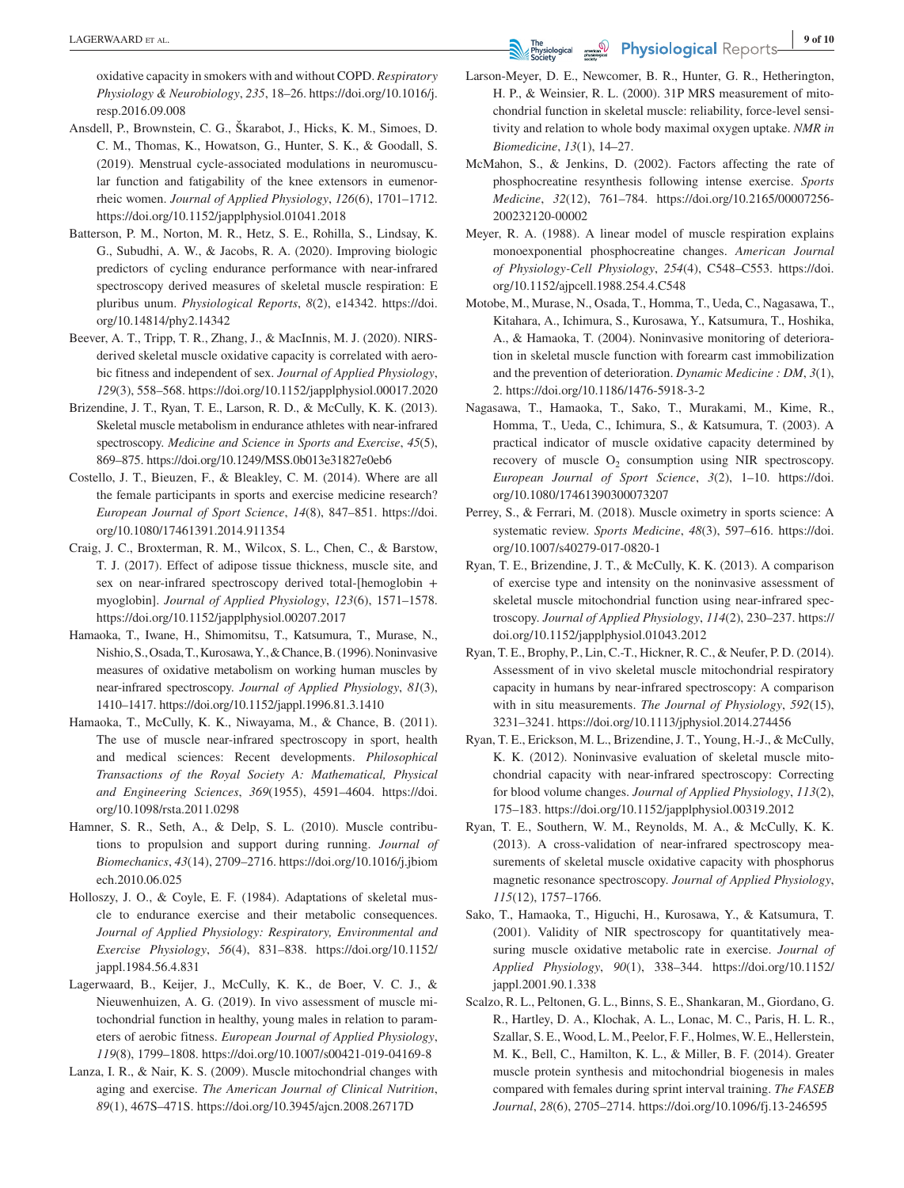oxidative capacity in smokers with and without COPD. *Respiratory Physiology & Neurobiology*, *235*, 18–26. https://doi.org/10.1016/j.resp.2016.09.008

Ansdell, P., Brownstein, C. G., Škarabot, J., Hicks, K. M., Simoes, D. C. M., Thomas, K., Howatson, G., Hunter, S. K., & Goodall, S. (2019). Menstrual cycle-associated modulations in neuromuscular function and fatigability of the knee extensors in eumenorrheic women. *Journal of Applied Physiology*, *126*(6), 1701–1712. https://doi.org/10.1152/japplphysiol.01041.2018

Batterson, P. M., Norton, M. R., Hetz, S. E., Rohilla, S., Lindsay, K. G., Subudhi, A. W., & Jacobs, R. A. (2020). Improving biologic predictors of cycling endurance performance with near-infrared spectroscopy derived measures of skeletal muscle respiration: E pluribus unum. *Physiological Reports*, *8*(2), e14342. https://doi.org/10.14814/phy2.14342

Beever, A. T., Tripp, T. R., Zhang, J., & MacInnis, M. J. (2020). NIRS-derived skeletal muscle oxidative capacity is correlated with aerobic fitness and independent of sex. *Journal of Applied Physiology*, *129*(3), 558–568. https://doi.org/10.1152/japplphysiol.00017.2020

Brizendine, J. T., Ryan, T. E., Larson, R. D., & McCully, K. K. (2013). Skeletal muscle metabolism in endurance athletes with near-infrared spectroscopy. *Medicine and Science in Sports and Exercise*, *45*(5), 869–875. https://doi.org/10.1249/MSS.0b013e31827e0eb6

Costello, J. T., Bieuzen, F., & Bleakley, C. M. (2014). Where are all the female participants in sports and exercise medicine research? *European Journal of Sport Science*, *14*(8), 847–851. https://doi.org/10.1080/17461391.2014.911354

Craig, J. C., Broxterman, R. M., Wilcox, S. L., Chen, C., & Barstow, T. J. (2017). Effect of adipose tissue thickness, muscle site, and sex on near-infrared spectroscopy derived total-[hemoglobin + myoglobin]. *Journal of Applied Physiology*, *123*(6), 1571–1578. https://doi.org/10.1152/japplphysiol.00207.2017

Hamaoka, T., Iwane, H., Shimomitsu, T., Katsumura, T., Murase, N., Nishio, S., Osada, T., Kurosawa, Y., & Chance, B. (1996). Noninvasive measures of oxidative metabolism on working human muscles by near-infrared spectroscopy. *Journal of Applied Physiology*, *81*(3), 1410–1417. https://doi.org/10.1152/jappl.1996.81.3.1410

Hamaoka, T., McCully, K. K., Niwayama, M., & Chance, B. (2011). The use of muscle near-infrared spectroscopy in sport, health and medical sciences: Recent developments. *Philosophical Transactions of the Royal Society A: Mathematical, Physical and Engineering Sciences*, *369*(1955), 4591–4604. https://doi.org/10.1098/rsta.2011.0298

Hamner, S. R., Seth, A., & Delp, S. L. (2010). Muscle contributions to propulsion and support during running. *Journal of Biomechanics*, *43*(14), 2709–2716. https://doi.org/10.1016/j.jbiomech.2010.06.025

Holloszy, J. O., & Coyle, E. F. (1984). Adaptations of skeletal muscle to endurance exercise and their metabolic consequences. *Journal of Applied Physiology: Respiratory, Environmental and Exercise Physiology*, *56*(4), 831–838. https://doi.org/10.1152/jappl.1984.56.4.831

Lagerwaard, B., Keijer, J., McCully, K. K., de Boer, V. C. J., & Nieuwenhuizen, A. G. (2019). In vivo assessment of muscle mitochondrial function in healthy, young males in relation to parameters of aerobic fitness. *European Journal of Applied Physiology*, *119*(8), 1799–1808. https://doi.org/10.1007/s00421-019-04169-8

Lanza, I. R., & Nair, K. S. (2009). Muscle mitochondrial changes with aging and exercise. *The American Journal of Clinical Nutrition*, *89*(1), 467S–471S. https://doi.org/10.3945/ajcn.2008.26717D

Larson-Meyer, D. E., Newcomer, B. R., Hunter, G. R., Hetherington, H. P., & Weinsier, R. L. (2000). 31P MRS measurement of mitochondrial function in skeletal muscle: reliability, force-level sensitivity and relation to whole body maximal oxygen uptake. *NMR in Biomedicine*, *13*(1), 14–27.

McMahon, S., & Jenkins, D. (2002). Factors affecting the rate of phosphocreatine resynthesis following intense exercise. *Sports Medicine*, *32*(12), 761–784. https://doi.org/10.2165/00007256-200232120-00002

Meyer, R. A. (1988). A linear model of muscle respiration explains monoexponential phosphocreatine changes. *American Journal of Physiology-Cell Physiology*, *254*(4), C548–C553. https://doi.org/10.1152/ajpcell.1988.254.4.C548

Motobe, M., Murase, N., Osada, T., Homma, T., Ueda, C., Nagasawa, T., Kitahara, A., Ichimura, S., Kurosawa, Y., Katsumura, T., Hoshika, A., & Hamaoka, T. (2004). Noninvasive monitoring of deterioration in skeletal muscle function with forearm cast immobilization and the prevention of deterioration. *Dynamic Medicine : DM*, *3*(1), 2. https://doi.org/10.1186/1476-5918-3-2

Nagasawa, T., Hamaoka, T., Sako, T., Murakami, M., Kime, R., Homma, T., Ueda, C., Ichimura, S., & Katsumura, T. (2003). A practical indicator of muscle oxidative capacity determined by recovery of muscle $O_2$ consumption using NIR spectroscopy. *European Journal of Sport Science*, *3*(2), 1–10. https://doi.org/10.1080/17461390300073207

Perrey, S., & Ferrari, M. (2018). Muscle oximetry in sports science: A systematic review. *Sports Medicine*, *48*(3), 597–616. https://doi.org/10.1007/s40279-017-0820-1

Ryan, T. E., Brizendine, J. T., & McCully, K. K. (2013). A comparison of exercise type and intensity on the noninvasive assessment of skeletal muscle mitochondrial function using near-infrared spectroscopy. *Journal of Applied Physiology*, *114*(2), 230–237. https://doi.org/10.1152/japplphysiol.01043.2012

Ryan, T. E., Brophy, P., Lin, C.-T., Hickner, R. C., & Neufer, P. D. (2014). Assessment of in vivo skeletal muscle mitochondrial respiratory capacity in humans by near-infrared spectroscopy: A comparison with in situ measurements. *The Journal of Physiology*, *592*(15), 3231–3241. https://doi.org/10.1113/jphysiol.2014.274456

Ryan, T. E., Erickson, M. L., Brizendine, J. T., Young, H.-J., & McCully, K. K. (2012). Noninvasive evaluation of skeletal muscle mitochondrial capacity with near-infrared spectroscopy: Correcting for blood volume changes. *Journal of Applied Physiology*, *113*(2), 175–183. https://doi.org/10.1152/japplphysiol.00319.2012

Ryan, T. E., Southern, W. M., Reynolds, M. A., & McCully, K. K. (2013). A cross-validation of near-infrared spectroscopy measurements of skeletal muscle oxidative capacity with phosphorus magnetic resonance spectroscopy. *Journal of Applied Physiology*, *115*(12), 1757–1766.

Sako, T., Hamaoka, T., Higuchi, H., Kurosawa, Y., & Katsumura, T. (2001). Validity of NIR spectroscopy for quantitatively measuring muscle oxidative metabolic rate in exercise. *Journal of Applied Physiology*, *90*(1), 338–344. https://doi.org/10.1152/jappl.2001.90.1.338

Scalzo, R. L., Peltonen, G. L., Binns, S. E., Shankaran, M., Giordano, G. R., Hartley, D. A., Klochak, A. L., Lonac, M. C., Paris, H. L. R., Szallar, S. E., Wood, L. M., Peelor, F. F., Holmes, W. E., Hellerstein, M. K., Bell, C., Hamilton, K. L., & Miller, B. F. (2014). Greater muscle protein synthesis and mitochondrial biogenesis in males compared with females during sprint interval training. *The FASEB Journal*, *28*(6), 2705–2714. https://doi.org/10.1096/fj.13-246595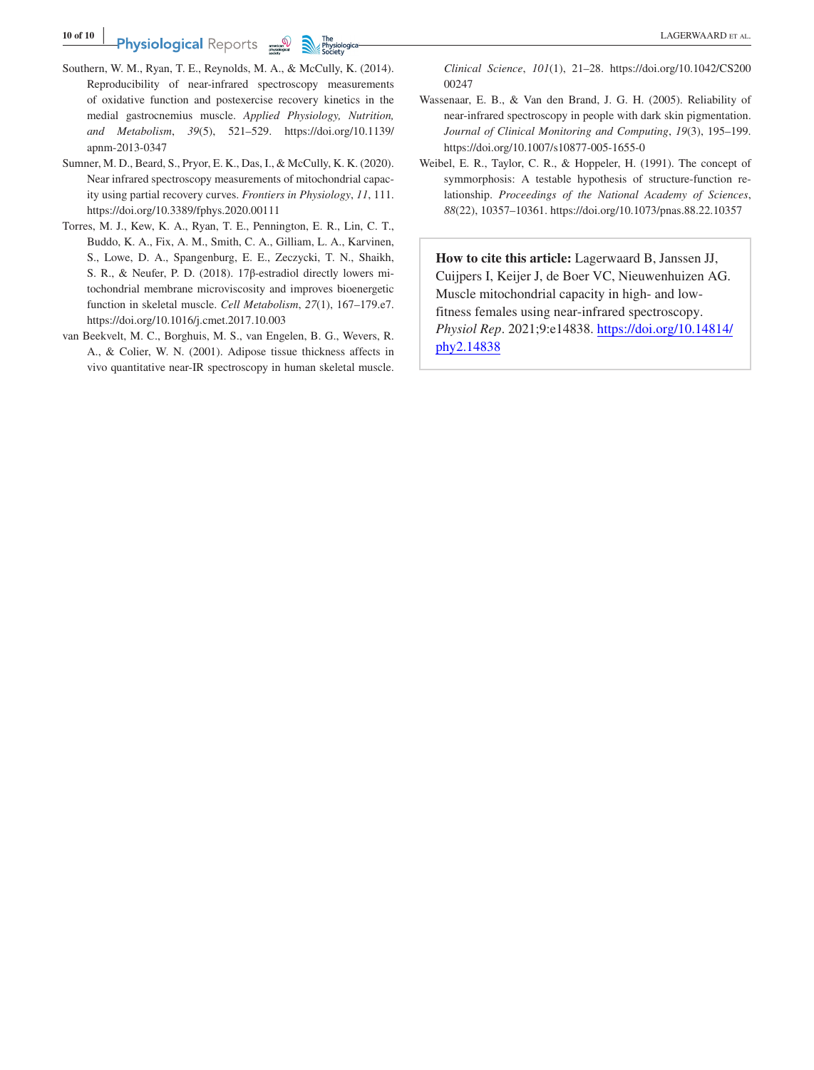Southern, W. M., Ryan, T. E., Reynolds, M. A., & McCully, K. (2014). Reproducibility of near-infrared spectroscopy measurements of oxidative function and postexercise recovery kinetics in the medial gastrocnemius muscle. *Applied Physiology, Nutrition, and Metabolism*, *39*(5), 521–529. https://doi.org/10.1139/apnm-2013-0347

Sumner, M. D., Beard, S., Pryor, E. K., Das, I., & McCully, K. K. (2020). Near infrared spectroscopy measurements of mitochondrial capacity using partial recovery curves. *Frontiers in Physiology*, *11*, 111. https://doi.org/10.3389/fphys.2020.00111

Torres, M. J., Kew, K. A., Ryan, T. E., Pennington, E. R., Lin, C. T., Buddo, K. A., Fix, A. M., Smith, C. A., Gilliam, L. A., Karvinen, S., Lowe, D. A., Spangenburg, E. E., Zeczycki, T. N., Shaikh, S. R., & Neufer, P. D. (2018). 17β-estradiol directly lowers mitochondrial membrane microviscosity and improves bioenergetic function in skeletal muscle. *Cell Metabolism*, *27*(1), 167–179.e7. https://doi.org/10.1016/j.cmet.2017.10.003

van Beekvelt, M. C., Borghuis, M. S., van Engelen, B. G., Wevers, R. A., & Colier, W. N. (2001). Adipose tissue thickness affects in vivo quantitative near-IR spectroscopy in human skeletal muscle. *Clinical Science*, *101*(1), 21–28. https://doi.org/10.1042/CS20000247

Wassenaar, E. B., & Van den Brand, J. G. H. (2005). Reliability of near-infrared spectroscopy in people with dark skin pigmentation. *Journal of Clinical Monitoring and Computing*, *19*(3), 195–199. https://doi.org/10.1007/s10877-005-1655-0

Weibel, E. R., Taylor, C. R., & Hoppeler, H. (1991). The concept of symmorphosis: A testable hypothesis of structure-function relationship. *Proceedings of the National Academy of Sciences*, *88*(22), 10357–10361. https://doi.org/10.1073/pnas.88.22.10357

**How to cite this article:** Lagerwaard B, Janssen JJ, Cuijpers I, Keijer J, de Boer VC, Nieuwenhuizen AG. Muscle mitochondrial capacity in high- and low-fitness females using near-infrared spectroscopy. *Physiol Rep*. 2021;9:e14838. https://doi.org/10.14814/phy2.14838